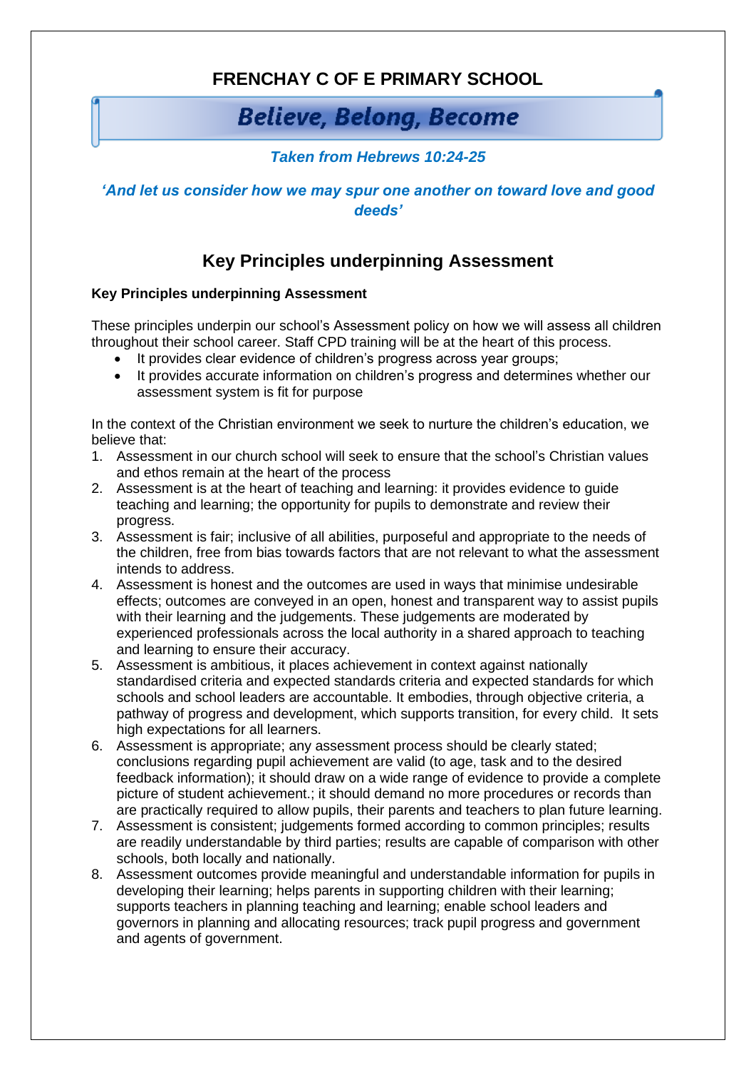# FRENCHAY C OF E PRIMARY SCHOOL

## *Believe, Belong, Become*

***Taken from Hebrews 10:24-25***

***'And let us consider how we may spur one another on toward love and good deeds'***

## Key Principles underpinning Assessment

**Key Principles underpinning Assessment**

These principles underpin our school's Assessment policy on how we will assess all children throughout their school career. Staff CPD training will be at the heart of this process.

- It provides clear evidence of children's progress across year groups;
- It provides accurate information on children's progress and determines whether our assessment system is fit for purpose

In the context of the Christian environment we seek to nurture the children's education, we believe that:

1. Assessment in our church school will seek to ensure that the school's Christian values and ethos remain at the heart of the process
2. Assessment is at the heart of teaching and learning: it provides evidence to guide teaching and learning; the opportunity for pupils to demonstrate and review their progress.
3. Assessment is fair; inclusive of all abilities, purposeful and appropriate to the needs of the children, free from bias towards factors that are not relevant to what the assessment intends to address.
4. Assessment is honest and the outcomes are used in ways that minimise undesirable effects; outcomes are conveyed in an open, honest and transparent way to assist pupils with their learning and the judgements. These judgements are moderated by experienced professionals across the local authority in a shared approach to teaching and learning to ensure their accuracy.
5. Assessment is ambitious, it places achievement in context against nationally standardised criteria and expected standards criteria and expected standards for which schools and school leaders are accountable. It embodies, through objective criteria, a pathway of progress and development, which supports transition, for every child. It sets high expectations for all learners.
6. Assessment is appropriate; any assessment process should be clearly stated; conclusions regarding pupil achievement are valid (to age, task and to the desired feedback information); it should draw on a wide range of evidence to provide a complete picture of student achievement.; it should demand no more procedures or records than are practically required to allow pupils, their parents and teachers to plan future learning.
7. Assessment is consistent; judgements formed according to common principles; results are readily understandable by third parties; results are capable of comparison with other schools, both locally and nationally.
8. Assessment outcomes provide meaningful and understandable information for pupils in developing their learning; helps parents in supporting children with their learning; supports teachers in planning teaching and learning; enable school leaders and governors in planning and allocating resources; track pupil progress and government and agents of government.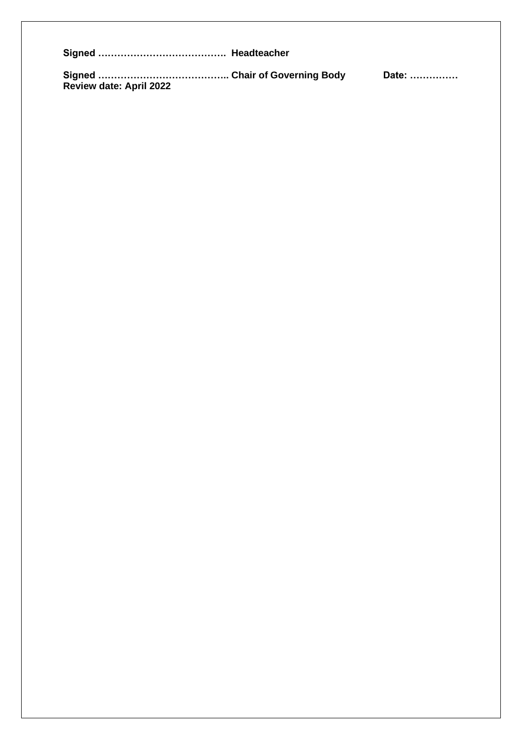**Signed …………………………………. Headteacher**

**Signed ………………………………….. Chair of Governing Body Date: ……………**
**Review date: April 2022**